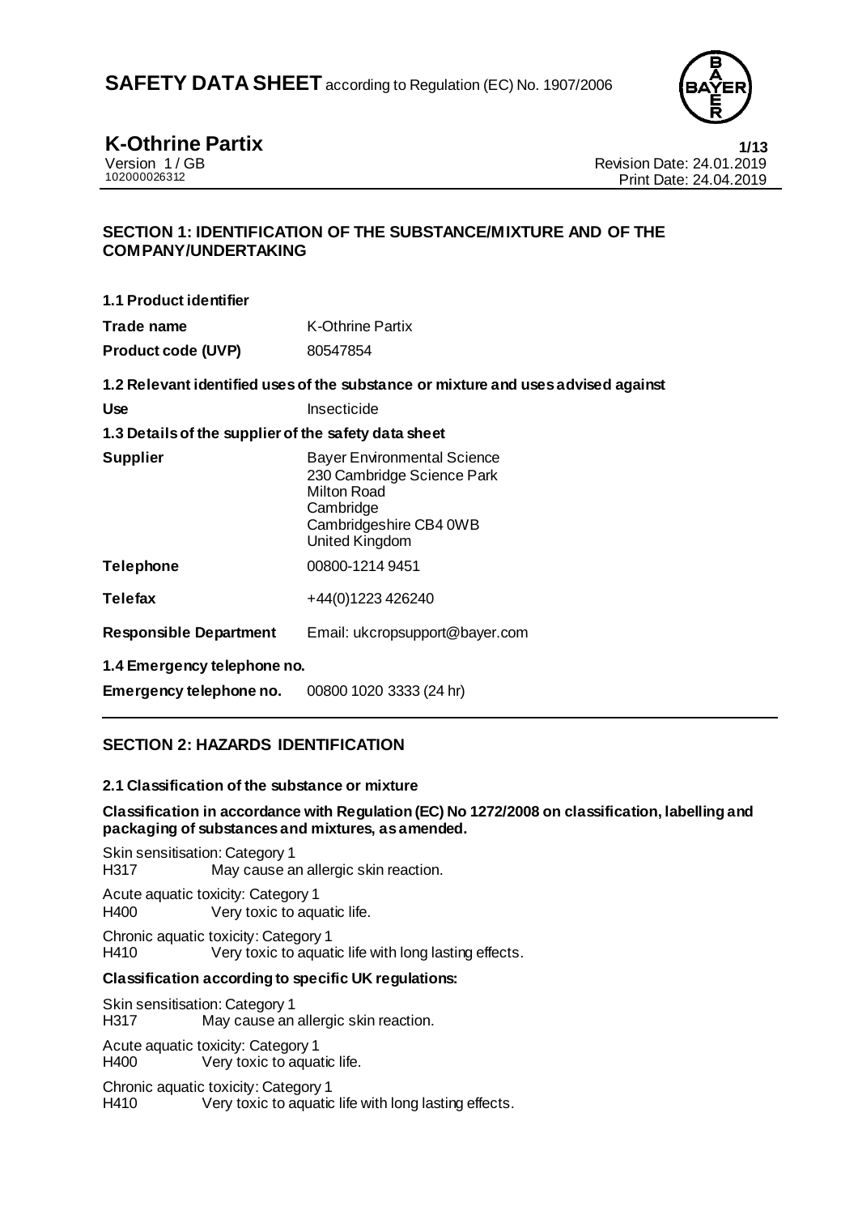# SAFETY DATA SHEET according to Regulation (EC) No. 1907/2006

**K-Othrine Partix**

Version 1 / GB
102000026312

Revision Date: 24.01.2019
Print Date: 24.04.2019

## SECTION 1: IDENTIFICATION OF THE SUBSTANCE/MIXTURE AND OF THE COMPANY/UNDERTAKING

**1.1 Product identifier**

| | |
|---|---|
| **Trade name** | K-Othrine Partix |
| **Product code (UVP)** | 80547854 |

**1.2 Relevant identified uses of the substance or mixture and uses advised against**

| | |
|---|---|
| **Use** | Insecticide |

**1.3 Details of the supplier of the safety data sheet**

| | |
|---|---|
| **Supplier** | Bayer Environmental Science<br>230 Cambridge Science Park<br>Milton Road<br>Cambridge<br>Cambridgeshire CB4 0WB<br>United Kingdom |
| **Telephone** | 00800-1214 9451 |
| **Telefax** | +44(0)1223 426240 |
| **Responsible Department** | Email: ukcropsupport@bayer.com |

**1.4 Emergency telephone no.**

| | |
|---|---|
| **Emergency telephone no.** | 00800 1020 3333 (24 hr) |

## SECTION 2: HAZARDS IDENTIFICATION

**2.1 Classification of the substance or mixture**

**Classification in accordance with Regulation (EC) No 1272/2008 on classification, labelling and packaging of substances and mixtures, as amended.**

Skin sensitisation: Category 1
H317 May cause an allergic skin reaction.

Acute aquatic toxicity: Category 1
H400 Very toxic to aquatic life.

Chronic aquatic toxicity: Category 1
H410 Very toxic to aquatic life with long lasting effects.

**Classification according to specific UK regulations:**

Skin sensitisation: Category 1
H317 May cause an allergic skin reaction.

Acute aquatic toxicity: Category 1
H400 Very toxic to aquatic life.

Chronic aquatic toxicity: Category 1
H410 Very toxic to aquatic life with long lasting effects.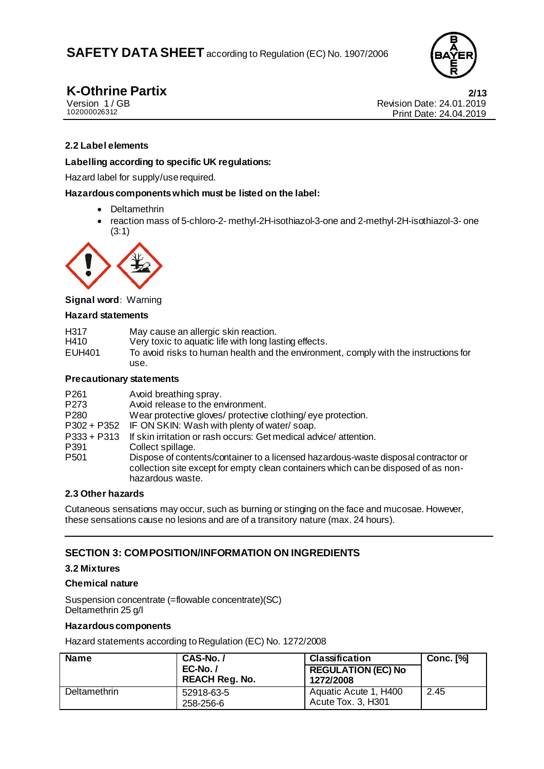### 2.2 Label elements

**Labelling according to specific UK regulations:**

Hazard label for supply/use required.

**Hazardous components which must be listed on the label:**

- Deltamethrin
- reaction mass of 5-chloro-2- methyl-2H-isothiazol-3-one and 2-methyl-2H-isothiazol-3- one (3:1)

**Signal word:** Warning

**Hazard statements**

| | |
|---|---|
| H317 | May cause an allergic skin reaction. |
| H410 | Very toxic to aquatic life with long lasting effects. |
| EUH401 | To avoid risks to human health and the environment, comply with the instructions for use. |

**Precautionary statements**

| | |
|---|---|
| P261 | Avoid breathing spray. |
| P273 | Avoid release to the environment. |
| P280 | Wear protective gloves/ protective clothing/ eye protection. |
| P302 + P352 | IF ON SKIN: Wash with plenty of water/ soap. |
| P333 + P313 | If skin irritation or rash occurs: Get medical advice/ attention. |
| P391 | Collect spillage. |
| P501 | Dispose of contents/container to a licensed hazardous-waste disposal contractor or collection site except for empty clean containers which can be disposed of as non-hazardous waste. |

### 2.3 Other hazards

Cutaneous sensations may occur, such as burning or stinging on the face and mucosae. However, these sensations cause no lesions and are of a transitory nature (max. 24 hours).

## SECTION 3: COMPOSITION/INFORMATION ON INGREDIENTS

### 3.2 Mixtures

**Chemical nature**

Suspension concentrate (=flowable concentrate)(SC)
Deltamethrin 25 g/l

**Hazardous components**

Hazard statements according to Regulation (EC) No. 1272/2008

| Name | CAS-No. / EC-No. / REACH Reg. No. | Classification REGULATION (EC) No 1272/2008 | Conc. [%] |
|---|---|---|---|
| Deltamethrin | 52918-63-5<br>258-256-6 | Aquatic Acute 1, H400<br>Acute Tox. 3, H301 | 2.45 |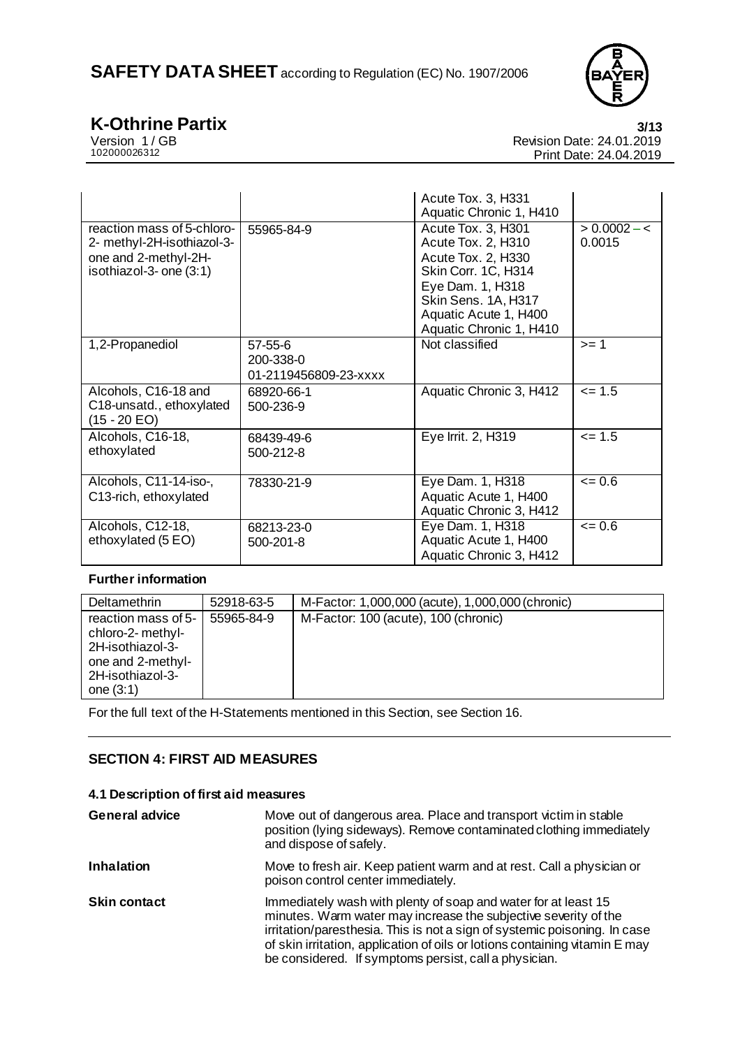| | | Acute Tox. 3, H331<br>Aquatic Chronic 1, H410 | |
|---|---|---|---|
| reaction mass of 5-chloro-2- methyl-2H-isothiazol-3-one and 2-methyl-2H-isothiazol-3- one (3:1) | 55965-84-9 | Acute Tox. 3, H301<br>Acute Tox. 2, H310<br>Acute Tox. 2, H330<br>Skin Corr. 1C, H314<br>Eye Dam. 1, H318<br>Skin Sens. 1A, H317<br>Aquatic Acute 1, H400<br>Aquatic Chronic 1, H410 | > 0.0002 – < 0.0015 |
| 1,2-Propanediol | 57-55-6<br>200-338-0<br>01-2119456809-23-xxxx | Not classified | >= 1 |
| Alcohols, C16-18 and C18-unsatd., ethoxylated (15 - 20 EO) | 68920-66-1<br>500-236-9 | Aquatic Chronic 3, H412 | <= 1.5 |
| Alcohols, C16-18, ethoxylated | 68439-49-6<br>500-212-8 | Eye Irrit. 2, H319 | <= 1.5 |
| Alcohols, C11-14-iso-, C13-rich, ethoxylated | 78330-21-9 | Eye Dam. 1, H318<br>Aquatic Acute 1, H400<br>Aquatic Chronic 3, H412 | <= 0.6 |
| Alcohols, C12-18, ethoxylated (5 EO) | 68213-23-0<br>500-201-8 | Eye Dam. 1, H318<br>Aquatic Acute 1, H400<br>Aquatic Chronic 3, H412 | <= 0.6 |

**Further information**

| Deltamethrin | 52918-63-5 | M-Factor: 1,000,000 (acute), 1,000,000 (chronic) |
|---|---|---|
| reaction mass of 5-chloro-2- methyl-2H-isothiazol-3-one and 2-methyl-2H-isothiazol-3-one (3:1) | 55965-84-9 | M-Factor: 100 (acute), 100 (chronic) |

For the full text of the H-Statements mentioned in this Section, see Section 16.

## SECTION 4: FIRST AID MEASURES

### 4.1 Description of first aid measures

**General advice** Move out of dangerous area. Place and transport victim in stable position (lying sideways). Remove contaminated clothing immediately and dispose of safely.

**Inhalation** Move to fresh air. Keep patient warm and at rest. Call a physician or poison control center immediately.

**Skin contact** Immediately wash with plenty of soap and water for at least 15 minutes. Warm water may increase the subjective severity of the irritation/paresthesia. This is not a sign of systemic poisoning. In case of skin irritation, application of oils or lotions containing vitamin E may be considered. If symptoms persist, call a physician.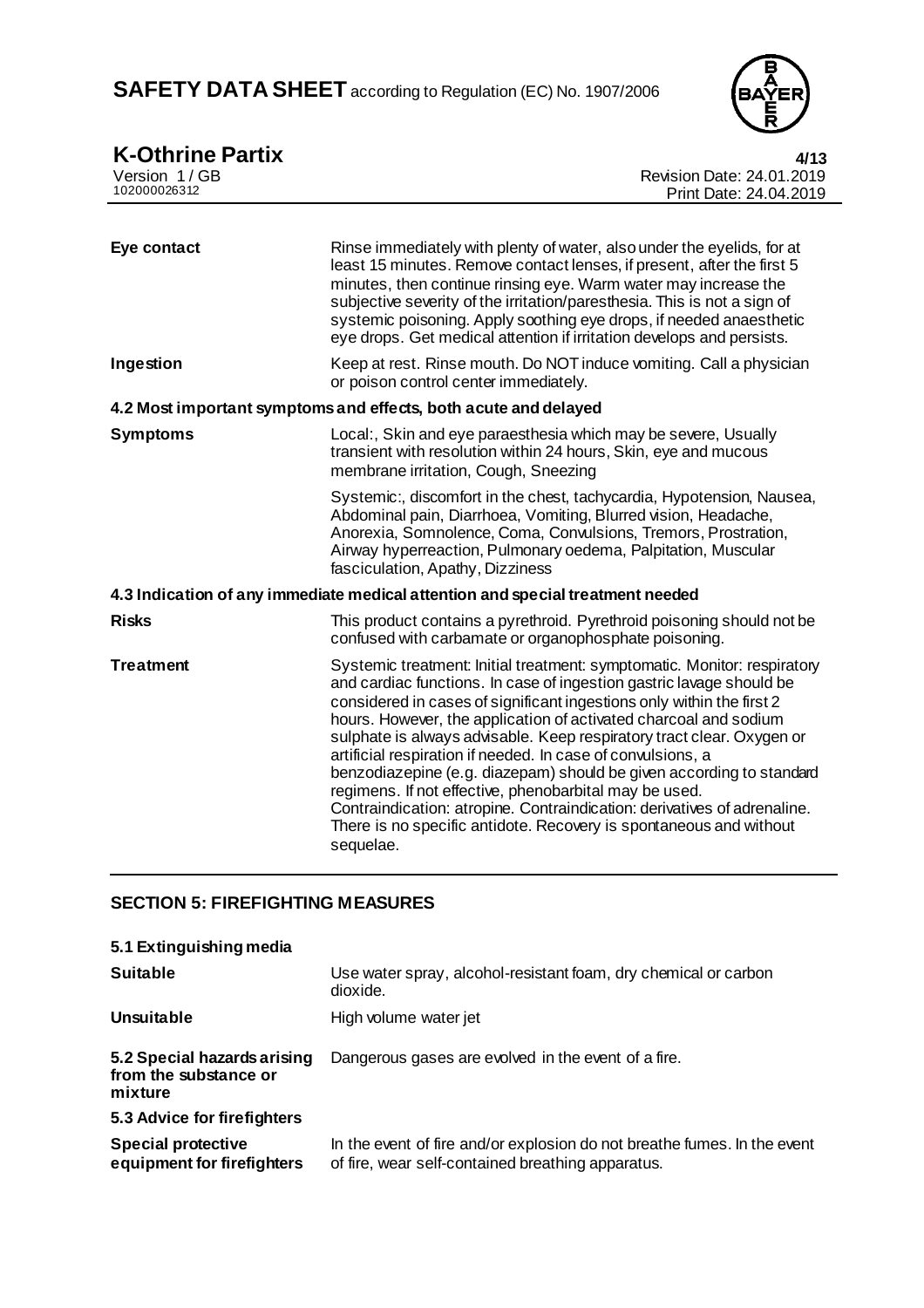| | |
|---|---|
| **Eye contact** | Rinse immediately with plenty of water, also under the eyelids, for at least 15 minutes. Remove contact lenses, if present, after the first 5 minutes, then continue rinsing eye. Warm water may increase the subjective severity of the irritation/paresthesia. This is not a sign of systemic poisoning. Apply soothing eye drops, if needed anaesthetic eye drops. Get medical attention if irritation develops and persists. |
| **Ingestion** | Keep at rest. Rinse mouth. Do NOT induce vomiting. Call a physician or poison control center immediately. |

**4.2 Most important symptoms and effects, both acute and delayed**

| | |
|---|---|
| **Symptoms** | Local:, Skin and eye paraesthesia which may be severe, Usually transient with resolution within 24 hours, Skin, eye and mucous membrane irritation, Cough, Sneezing |
| | Systemic:, discomfort in the chest, tachycardia, Hypotension, Nausea, Abdominal pain, Diarrhoea, Vomiting, Blurred vision, Headache, Anorexia, Somnolence, Coma, Convulsions, Tremors, Prostration, Airway hyperreaction, Pulmonary oedema, Palpitation, Muscular fasciculation, Apathy, Dizziness |

**4.3 Indication of any immediate medical attention and special treatment needed**

| | |
|---|---|
| **Risks** | This product contains a pyrethroid. Pyrethroid poisoning should not be confused with carbamate or organophosphate poisoning. |
| **Treatment** | Systemic treatment: Initial treatment: symptomatic. Monitor: respiratory and cardiac functions. In case of ingestion gastric lavage should be considered in cases of significant ingestions only within the first 2 hours. However, the application of activated charcoal and sodium sulphate is always advisable. Keep respiratory tract clear. Oxygen or artificial respiration if needed. In case of convulsions, a benzodiazepine (e.g. diazepam) should be given according to standard regimens. If not effective, phenobarbital may be used. Contraindication: atropine. Contraindication: derivatives of adrenaline. There is no specific antidote. Recovery is spontaneous and without sequelae. |

## SECTION 5: FIREFIGHTING MEASURES

**5.1 Extinguishing media**

| | |
|---|---|
| **Suitable** | Use water spray, alcohol-resistant foam, dry chemical or carbon dioxide. |
| **Unsuitable** | High volume water jet |
| **5.2 Special hazards arising from the substance or mixture** | Dangerous gases are evolved in the event of a fire. |

**5.3 Advice for firefighters**

| | |
|---|---|
| **Special protective equipment for firefighters** | In the event of fire and/or explosion do not breathe fumes. In the event of fire, wear self-contained breathing apparatus. |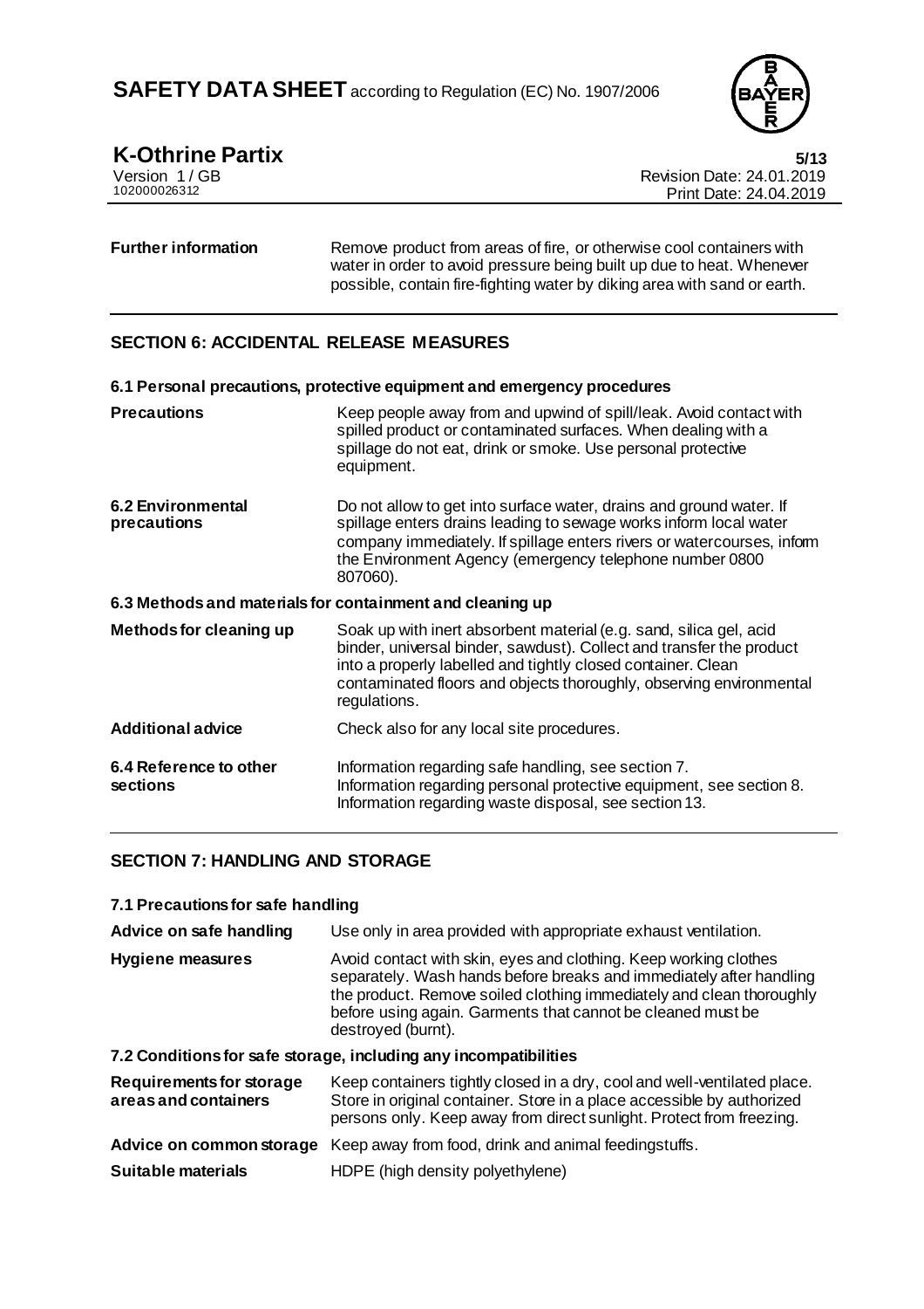| | |
|---|---|
| **Further information** | Remove product from areas of fire, or otherwise cool containers with water in order to avoid pressure being built up due to heat. Whenever possible, contain fire-fighting water by diking area with sand or earth. |

## SECTION 6: ACCIDENTAL RELEASE MEASURES

### 6.1 Personal precautions, protective equipment and emergency procedures

| | |
|---|---|
| **Precautions** | Keep people away from and upwind of spill/leak. Avoid contact with spilled product or contaminated surfaces. When dealing with a spillage do not eat, drink or smoke. Use personal protective equipment. |
| **6.2 Environmental precautions** | Do not allow to get into surface water, drains and ground water. If spillage enters drains leading to sewage works inform local water company immediately. If spillage enters rivers or watercourses, inform the Environment Agency (emergency telephone number 0800 807060). |

### 6.3 Methods and materials for containment and cleaning up

| | |
|---|---|
| **Methods for cleaning up** | Soak up with inert absorbent material (e.g. sand, silica gel, acid binder, universal binder, sawdust). Collect and transfer the product into a properly labelled and tightly closed container. Clean contaminated floors and objects thoroughly, observing environmental regulations. |
| **Additional advice** | Check also for any local site procedures. |
| **6.4 Reference to other sections** | Information regarding safe handling, see section 7. Information regarding personal protective equipment, see section 8. Information regarding waste disposal, see section 13. |

## SECTION 7: HANDLING AND STORAGE

### 7.1 Precautions for safe handling

| | |
|---|---|
| **Advice on safe handling** | Use only in area provided with appropriate exhaust ventilation. |
| **Hygiene measures** | Avoid contact with skin, eyes and clothing. Keep working clothes separately. Wash hands before breaks and immediately after handling the product. Remove soiled clothing immediately and clean thoroughly before using again. Garments that cannot be cleaned must be destroyed (burnt). |

### 7.2 Conditions for safe storage, including any incompatibilities

| | |
|---|---|
| **Requirements for storage areas and containers** | Keep containers tightly closed in a dry, cool and well-ventilated place. Store in original container. Store in a place accessible by authorized persons only. Keep away from direct sunlight. Protect from freezing. |
| **Advice on common storage** | Keep away from food, drink and animal feedingstuffs. |
| **Suitable materials** | HDPE (high density polyethylene) |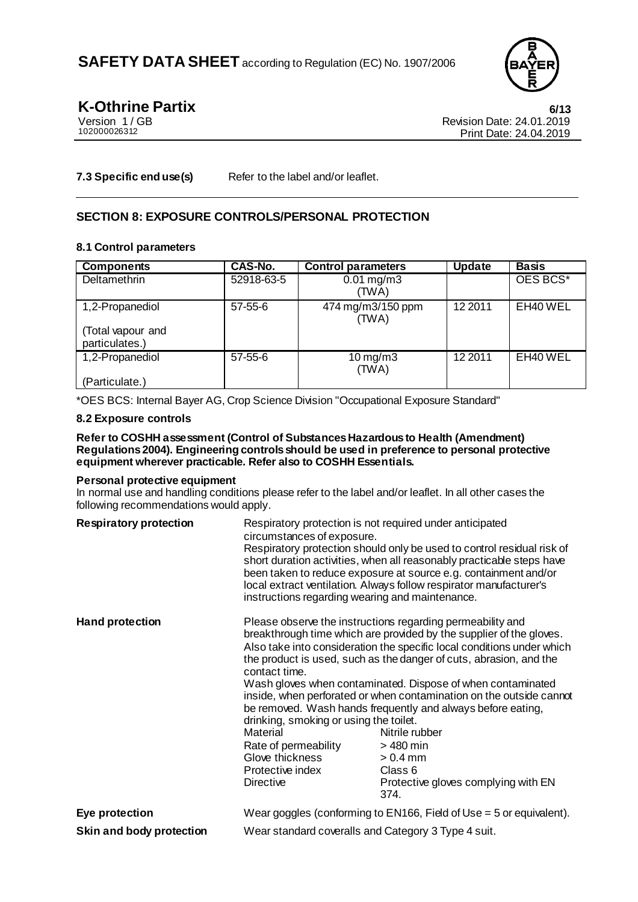**7.3 Specific end use(s)** Refer to the label and/or leaflet.

## SECTION 8: EXPOSURE CONTROLS/PERSONAL PROTECTION

### 8.1 Control parameters

| Components | CAS-No. | Control parameters | Update | Basis |
|---|---|---|---|---|
| Deltamethrin | 52918-63-5 | 0.01 mg/m3 (TWA) | | OES BCS* |
| 1,2-Propanediol<br><br>(Total vapour and particulates.) | 57-55-6 | 474 mg/m3/150 ppm (TWA) | 12 2011 | EH40 WEL |
| 1,2-Propanediol<br><br>(Particulate.) | 57-55-6 | 10 mg/m3 (TWA) | 12 2011 | EH40 WEL |

*OES BCS: Internal Bayer AG, Crop Science Division "Occupational Exposure Standard"

### 8.2 Exposure controls

**Refer to COSHH assessment (Control of Substances Hazardous to Health (Amendment) Regulations 2004). Engineering controls should be used in preference to personal protective equipment wherever practicable. Refer also to COSHH Essentials.**

**Personal protective equipment**

In normal use and handling conditions please refer to the label and/or leaflet. In all other cases the following recommendations would apply.

**Respiratory protection**

Respiratory protection is not required under anticipated circumstances of exposure.
Respiratory protection should only be used to control residual risk of short duration activities, when all reasonably practicable steps have been taken to reduce exposure at source e.g. containment and/or local extract ventilation. Always follow respirator manufacturer's instructions regarding wearing and maintenance.

**Hand protection**

Please observe the instructions regarding permeability and breakthrough time which are provided by the supplier of the gloves. Also take into consideration the specific local conditions under which the product is used, such as the danger of cuts, abrasion, and the contact time.
Wash gloves when contaminated. Dispose of when contaminated inside, when perforated or when contamination on the outside cannot be removed. Wash hands frequently and always before eating, drinking, smoking or using the toilet.

| | |
|---|---|
| Material | Nitrile rubber |
| Rate of permeability | > 480 min |
| Glove thickness | > 0.4 mm |
| Protective index | Class 6 |
| Directive | Protective gloves complying with EN 374. |

**Eye protection**

Wear goggles (conforming to EN166, Field of Use = 5 or equivalent).

**Skin and body protection**

Wear standard coveralls and Category 3 Type 4 suit.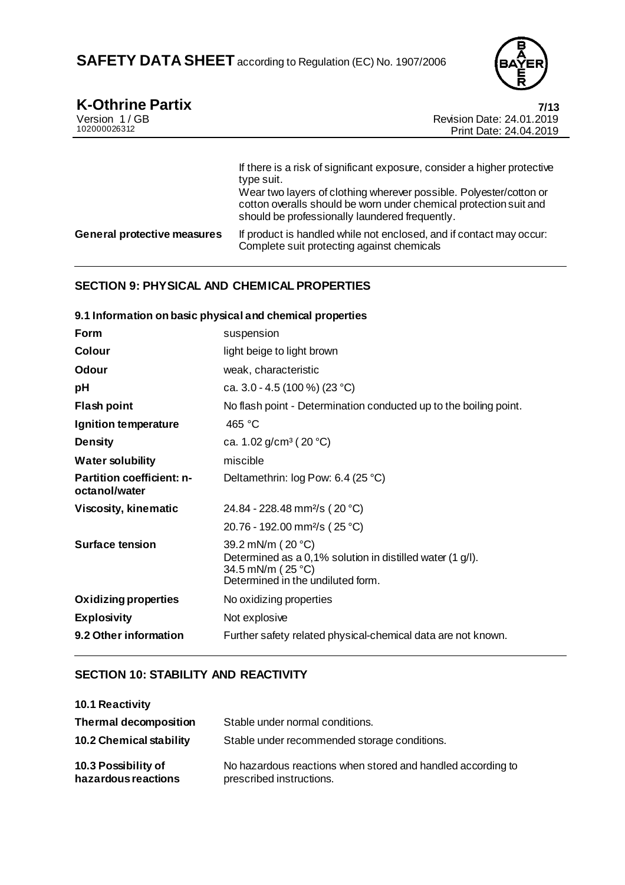| | |
|---|---|
| | If there is a risk of significant exposure, consider a higher protective type suit.<br>Wear two layers of clothing wherever possible. Polyester/cotton or cotton overalls should be worn under chemical protection suit and should be professionally laundered frequently. |
| **General protective measures** | If product is handled while not enclosed, and if contact may occur: Complete suit protecting against chemicals |

## SECTION 9: PHYSICAL AND CHEMICAL PROPERTIES

**9.1 Information on basic physical and chemical properties**

| | |
|---|---|
| **Form** | suspension |
| **Colour** | light beige to light brown |
| **Odour** | weak, characteristic |
| **pH** | ca. 3.0 - 4.5 (100 %) (23 °C) |
| **Flash point** | No flash point - Determination conducted up to the boiling point. |
| **Ignition temperature** | 465 °C |
| **Density** | ca. 1.02 g/cm³ ( 20 °C) |
| **Water solubility** | miscible |
| **Partition coefficient: n-octanol/water** | Deltamethrin: log Pow: 6.4 (25 °C) |
| **Viscosity, kinematic** | 24.84 - 228.48 mm²/s ( 20 °C) |
| | 20.76 - 192.00 mm²/s ( 25 °C) |
| **Surface tension** | 39.2 mN/m ( 20 °C)<br>Determined as a 0,1% solution in distilled water (1 g/l).<br>34.5 mN/m ( 25 °C)<br>Determined in the undiluted form. |
| **Oxidizing properties** | No oxidizing properties |
| **Explosivity** | Not explosive |
| **9.2 Other information** | Further safety related physical-chemical data are not known. |

## SECTION 10: STABILITY AND REACTIVITY

| | |
|---|---|
| **10.1 Reactivity** | |
| **Thermal decomposition** | Stable under normal conditions. |
| **10.2 Chemical stability** | Stable under recommended storage conditions. |
| **10.3 Possibility of hazardous reactions** | No hazardous reactions when stored and handled according to prescribed instructions. |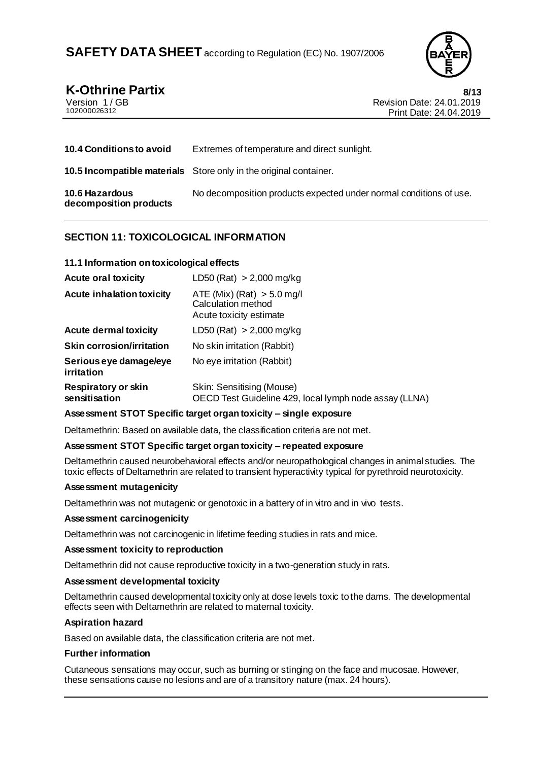| | |
|---|---|
| **10.4 Conditions to avoid** | Extremes of temperature and direct sunlight. |
| **10.5 Incompatible materials** | Store only in the original container. |
| **10.6 Hazardous decomposition products** | No decomposition products expected under normal conditions of use. |

## SECTION 11: TOXICOLOGICAL INFORMATION

### 11.1 Information on toxicological effects

| | |
|---|---|
| **Acute oral toxicity** | LD50 (Rat) > 2,000 mg/kg |
| **Acute inhalation toxicity** | ATE (Mix) (Rat) > 5.0 mg/l<br>Calculation method<br>Acute toxicity estimate |
| **Acute dermal toxicity** | LD50 (Rat) > 2,000 mg/kg |
| **Skin corrosion/irritation** | No skin irritation (Rabbit) |
| **Serious eye damage/eye irritation** | No eye irritation (Rabbit) |
| **Respiratory or skin sensitisation** | Skin: Sensitising (Mouse)<br>OECD Test Guideline 429, local lymph node assay (LLNA) |

**Assessment STOT Specific target organ toxicity – single exposure**

Deltamethrin: Based on available data, the classification criteria are not met.

**Assessment STOT Specific target organ toxicity – repeated exposure**

Deltamethrin caused neurobehavioral effects and/or neuropathological changes in animal studies. The toxic effects of Deltamethrin are related to transient hyperactivity typical for pyrethroid neurotoxicity.

**Assessment mutagenicity**

Deltamethrin was not mutagenic or genotoxic in a battery of in vitro and in vivo tests.

**Assessment carcinogenicity**

Deltamethrin was not carcinogenic in lifetime feeding studies in rats and mice.

**Assessment toxicity to reproduction**

Deltamethrin did not cause reproductive toxicity in a two-generation study in rats.

**Assessment developmental toxicity**

Deltamethrin caused developmental toxicity only at dose levels toxic to the dams. The developmental effects seen with Deltamethrin are related to maternal toxicity.

**Aspiration hazard**

Based on available data, the classification criteria are not met.

**Further information**

Cutaneous sensations may occur, such as burning or stinging on the face and mucosae. However, these sensations cause no lesions and are of a transitory nature (max. 24 hours).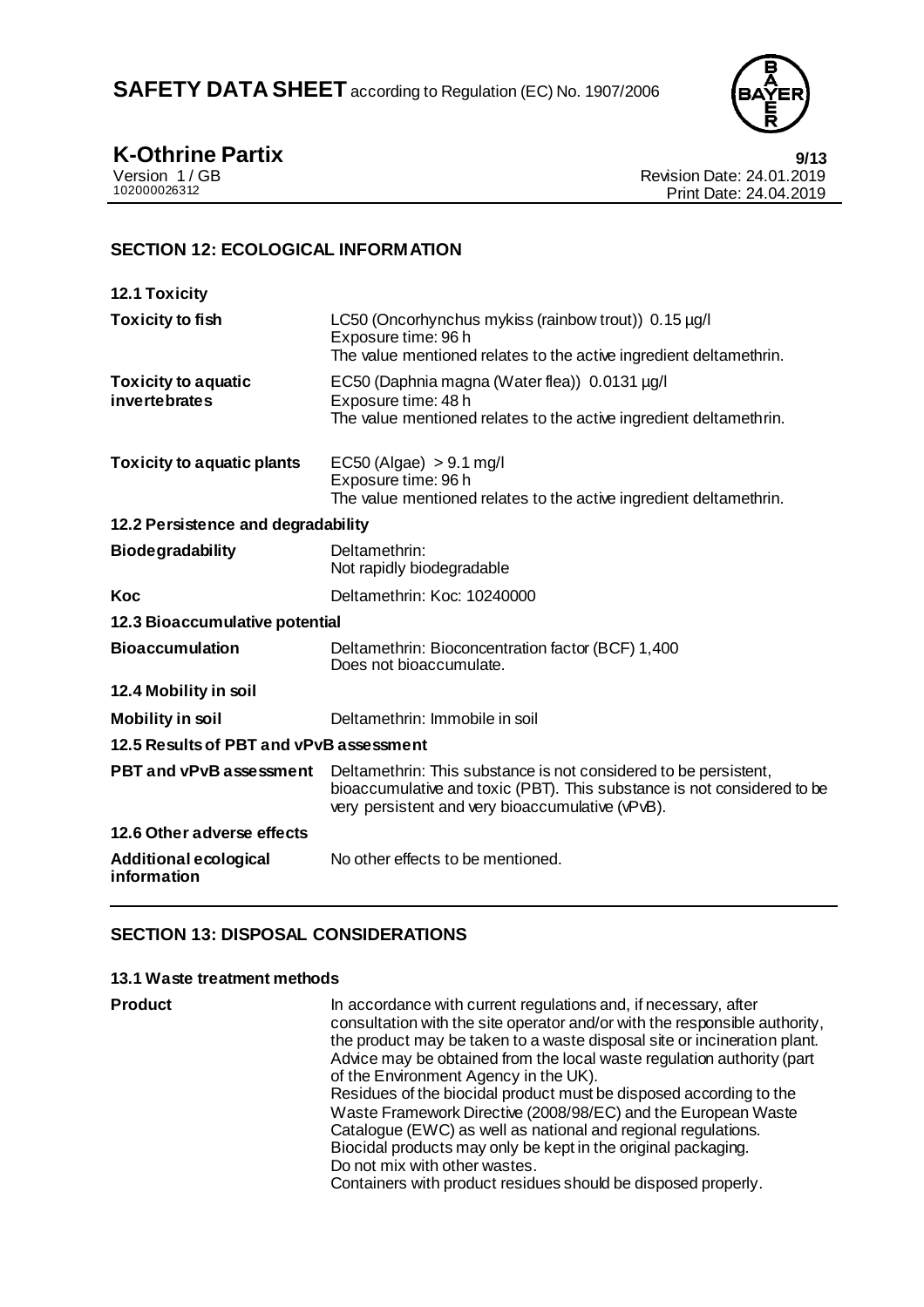## SECTION 12: ECOLOGICAL INFORMATION

### 12.1 Toxicity

| | |
|---|---|
| **Toxicity to fish** | LC50 (Oncorhynchus mykiss (rainbow trout)) 0.15 µg/l<br>Exposure time: 96 h<br>The value mentioned relates to the active ingredient deltamethrin. |
| **Toxicity to aquatic invertebrates** | EC50 (Daphnia magna (Water flea)) 0.0131 µg/l<br>Exposure time: 48 h<br>The value mentioned relates to the active ingredient deltamethrin. |
| **Toxicity to aquatic plants** | EC50 (Algae) > 9.1 mg/l<br>Exposure time: 96 h<br>The value mentioned relates to the active ingredient deltamethrin. |

### 12.2 Persistence and degradability

| | |
|---|---|
| **Biodegradability** | Deltamethrin:<br>Not rapidly biodegradable |
| **Koc** | Deltamethrin: Koc: 10240000 |

### 12.3 Bioaccumulative potential

| | |
|---|---|
| **Bioaccumulation** | Deltamethrin: Bioconcentration factor (BCF) 1,400<br>Does not bioaccumulate. |

### 12.4 Mobility in soil

| | |
|---|---|
| **Mobility in soil** | Deltamethrin: Immobile in soil |

### 12.5 Results of PBT and vPvB assessment

| | |
|---|---|
| **PBT and vPvB assessment** | Deltamethrin: This substance is not considered to be persistent, bioaccumulative and toxic (PBT). This substance is not considered to be very persistent and very bioaccumulative (vPvB). |

### 12.6 Other adverse effects

| | |
|---|---|
| **Additional ecological information** | No other effects to be mentioned. |

## SECTION 13: DISPOSAL CONSIDERATIONS

### 13.1 Waste treatment methods

**Product**

In accordance with current regulations and, if necessary, after consultation with the site operator and/or with the responsible authority, the product may be taken to a waste disposal site or incineration plant. Advice may be obtained from the local waste regulation authority (part of the Environment Agency in the UK).
Residues of the biocidal product must be disposed according to the Waste Framework Directive (2008/98/EC) and the European Waste Catalogue (EWC) as well as national and regional regulations.
Biocidal products may only be kept in the original packaging.
Do not mix with other wastes.
Containers with product residues should be disposed properly.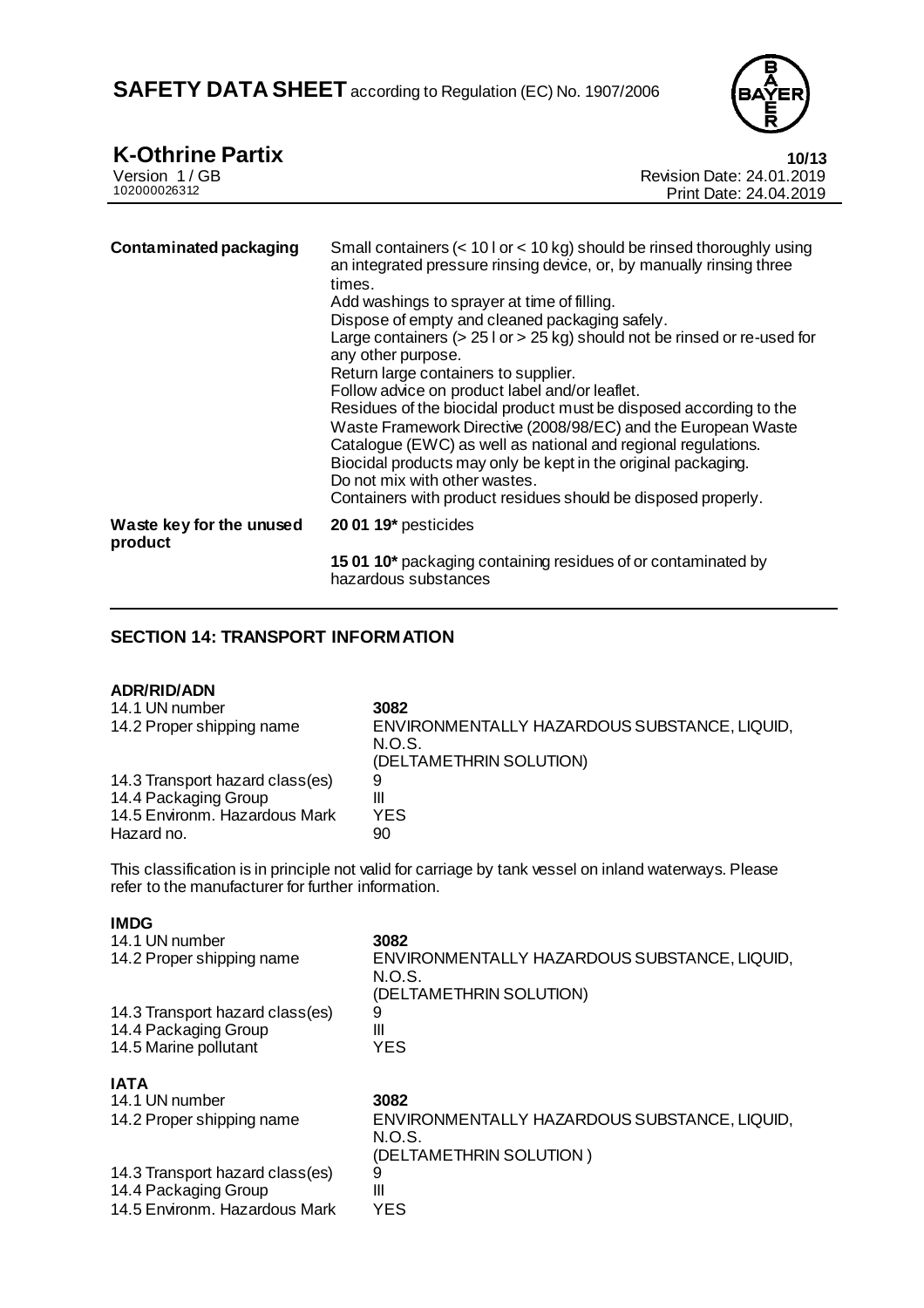| | |
|---|---|
| **Contaminated packaging** | Small containers (< 10 l or < 10 kg) should be rinsed thoroughly using an integrated pressure rinsing device, or, by manually rinsing three times.<br>Add washings to sprayer at time of filling.<br>Dispose of empty and cleaned packaging safely.<br>Large containers (> 25 l or > 25 kg) should not be rinsed or re-used for any other purpose.<br>Return large containers to supplier.<br>Follow advice on product label and/or leaflet.<br>Residues of the biocidal product must be disposed according to the Waste Framework Directive (2008/98/EC) and the European Waste Catalogue (EWC) as well as national and regional regulations.<br>Biocidal products may only be kept in the original packaging.<br>Do not mix with other wastes.<br>Containers with product residues should be disposed properly. |
| **Waste key for the unused product** | **20 01 19*** pesticides<br><br>**15 01 10*** packaging containing residues of or contaminated by hazardous substances |

## SECTION 14: TRANSPORT INFORMATION

**ADR/RID/ADN**

| | |
|---|---|
| 14.1 UN number | **3082** |
| 14.2 Proper shipping name | ENVIRONMENTALLY HAZARDOUS SUBSTANCE, LIQUID, N.O.S.<br>(DELTAMETHRIN SOLUTION) |
| 14.3 Transport hazard class(es) | 9 |
| 14.4 Packaging Group | III |
| 14.5 Environm. Hazardous Mark | YES |
| Hazard no. | 90 |

This classification is in principle not valid for carriage by tank vessel on inland waterways. Please refer to the manufacturer for further information.

**IMDG**

| | |
|---|---|
| 14.1 UN number | **3082** |
| 14.2 Proper shipping name | ENVIRONMENTALLY HAZARDOUS SUBSTANCE, LIQUID, N.O.S.<br>(DELTAMETHRIN SOLUTION) |
| 14.3 Transport hazard class(es) | 9 |
| 14.4 Packaging Group | III |
| 14.5 Marine pollutant | YES |

**IATA**

| | |
|---|---|
| 14.1 UN number | **3082** |
| 14.2 Proper shipping name | ENVIRONMENTALLY HAZARDOUS SUBSTANCE, LIQUID, N.O.S.<br>(DELTAMETHRIN SOLUTION ) |
| 14.3 Transport hazard class(es) | 9 |
| 14.4 Packaging Group | III |
| 14.5 Environm. Hazardous Mark | YES |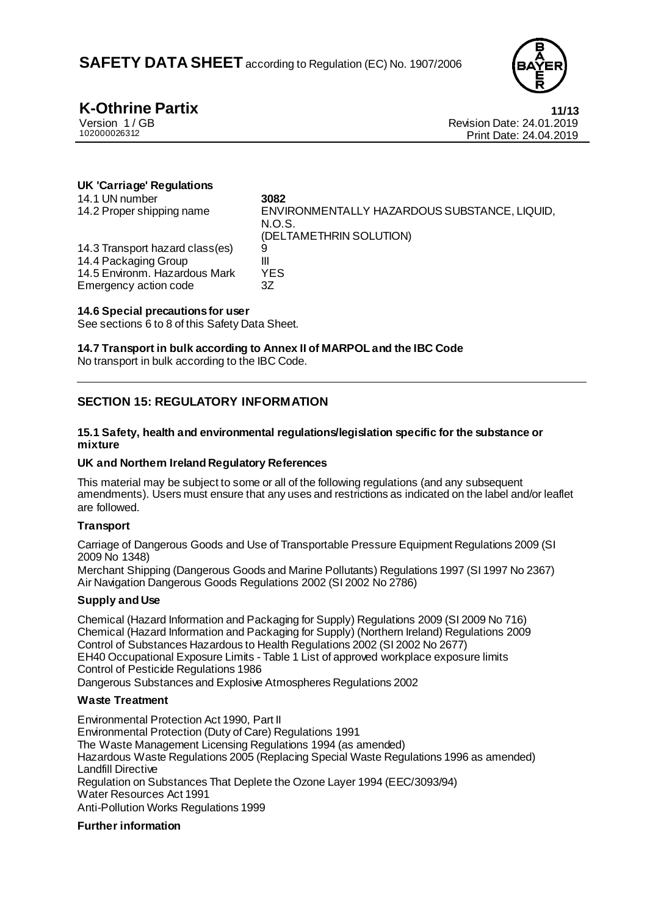**UK 'Carriage' Regulations**

| | |
|---|---|
| 14.1 UN number | **3082** |
| 14.2 Proper shipping name | ENVIRONMENTALLY HAZARDOUS SUBSTANCE, LIQUID, N.O.S. (DELTAMETHRIN SOLUTION) |
| 14.3 Transport hazard class(es) | 9 |
| 14.4 Packaging Group | III |
| 14.5 Environm. Hazardous Mark | YES |
| Emergency action code | 3Z |

**14.6 Special precautions for user**

See sections 6 to 8 of this Safety Data Sheet.

**14.7 Transport in bulk according to Annex II of MARPOL and the IBC Code**

No transport in bulk according to the IBC Code.

## SECTION 15: REGULATORY INFORMATION

**15.1 Safety, health and environmental regulations/legislation specific for the substance or mixture**

**UK and Northern Ireland Regulatory References**

This material may be subject to some or all of the following regulations (and any subsequent amendments). Users must ensure that any uses and restrictions as indicated on the label and/or leaflet are followed.

**Transport**

Carriage of Dangerous Goods and Use of Transportable Pressure Equipment Regulations 2009 (SI 2009 No 1348)
Merchant Shipping (Dangerous Goods and Marine Pollutants) Regulations 1997 (SI 1997 No 2367)
Air Navigation Dangerous Goods Regulations 2002 (SI 2002 No 2786)

**Supply and Use**

Chemical (Hazard Information and Packaging for Supply) Regulations 2009 (SI 2009 No 716)
Chemical (Hazard Information and Packaging for Supply) (Northern Ireland) Regulations 2009
Control of Substances Hazardous to Health Regulations 2002 (SI 2002 No 2677)
EH40 Occupational Exposure Limits - Table 1 List of approved workplace exposure limits
Control of Pesticide Regulations 1986
Dangerous Substances and Explosive Atmospheres Regulations 2002

**Waste Treatment**

Environmental Protection Act 1990, Part II
Environmental Protection (Duty of Care) Regulations 1991
The Waste Management Licensing Regulations 1994 (as amended)
Hazardous Waste Regulations 2005 (Replacing Special Waste Regulations 1996 as amended)
Landfill Directive
Regulation on Substances That Deplete the Ozone Layer 1994 (EEC/3093/94)
Water Resources Act 1991
Anti-Pollution Works Regulations 1999

**Further information**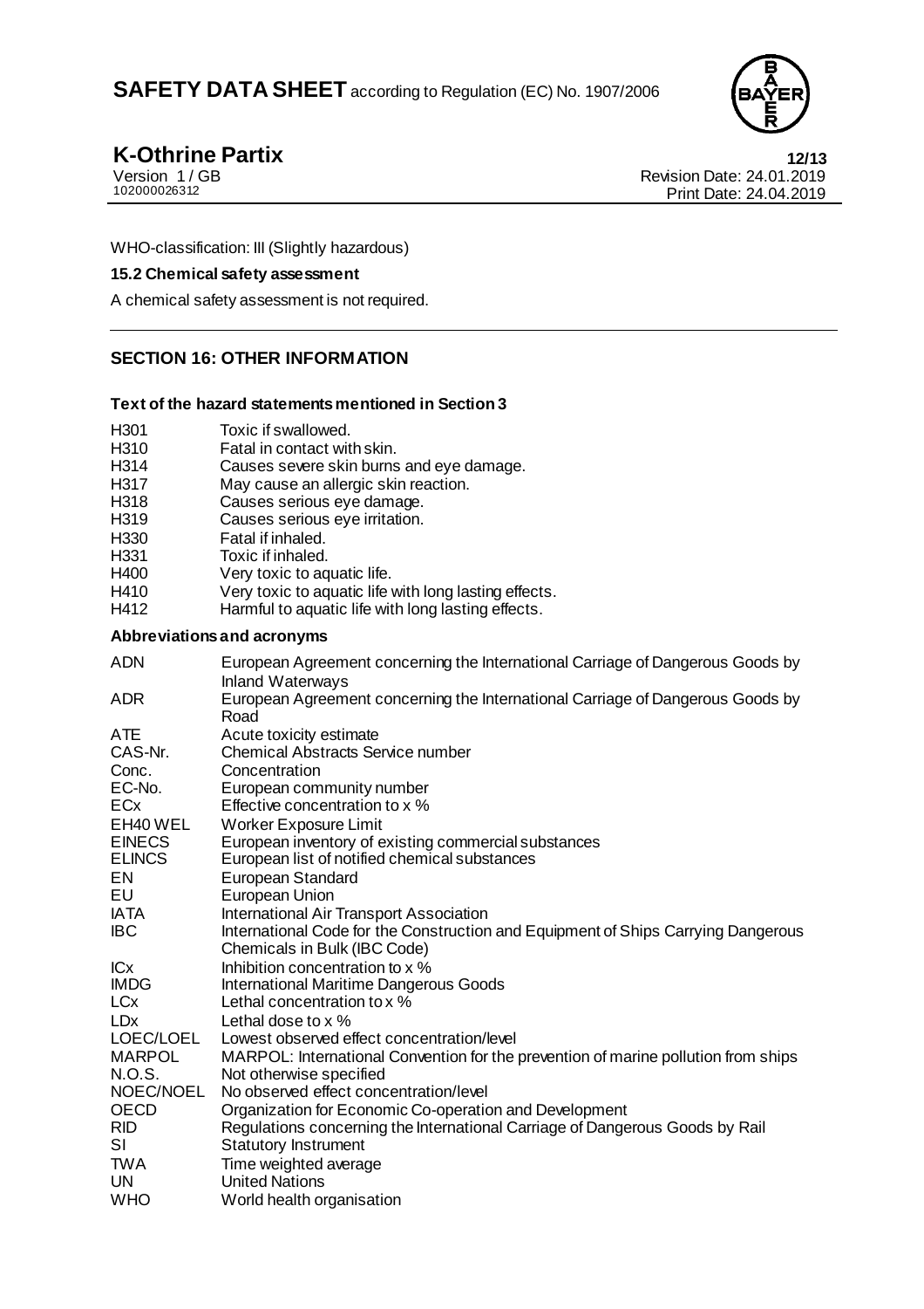WHO-classification: III (Slightly hazardous)

**15.2 Chemical safety assessment**

A chemical safety assessment is not required.

---

## SECTION 16: OTHER INFORMATION

**Text of the hazard statements mentioned in Section 3**

| | |
|---|---|
| H301 | Toxic if swallowed. |
| H310 | Fatal in contact with skin. |
| H314 | Causes severe skin burns and eye damage. |
| H317 | May cause an allergic skin reaction. |
| H318 | Causes serious eye damage. |
| H319 | Causes serious eye irritation. |
| H330 | Fatal if inhaled. |
| H331 | Toxic if inhaled. |
| H400 | Very toxic to aquatic life. |
| H410 | Very toxic to aquatic life with long lasting effects. |
| H412 | Harmful to aquatic life with long lasting effects. |

**Abbreviations and acronyms**

| | |
|---|---|
| ADN | European Agreement concerning the International Carriage of Dangerous Goods by Inland Waterways |
| ADR | European Agreement concerning the International Carriage of Dangerous Goods by Road |
| ATE | Acute toxicity estimate |
| CAS-Nr. | Chemical Abstracts Service number |
| Conc. | Concentration |
| EC-No. | European community number |
| ECx | Effective concentration to x % |
| EH40 WEL | Worker Exposure Limit |
| EINECS | European inventory of existing commercial substances |
| ELINCS | European list of notified chemical substances |
| EN | European Standard |
| EU | European Union |
| IATA | International Air Transport Association |
| IBC | International Code for the Construction and Equipment of Ships Carrying Dangerous Chemicals in Bulk (IBC Code) |
| ICx | Inhibition concentration to x % |
| IMDG | International Maritime Dangerous Goods |
| LCx | Lethal concentration to x % |
| LDx | Lethal dose to x % |
| LOEC/LOEL | Lowest observed effect concentration/level |
| MARPOL | MARPOL: International Convention for the prevention of marine pollution from ships |
| N.O.S. | Not otherwise specified |
| NOEC/NOEL | No observed effect concentration/level |
| OECD | Organization for Economic Co-operation and Development |
| RID | Regulations concerning the International Carriage of Dangerous Goods by Rail |
| SI | Statutory Instrument |
| TWA | Time weighted average |
| UN | United Nations |
| WHO | World health organisation |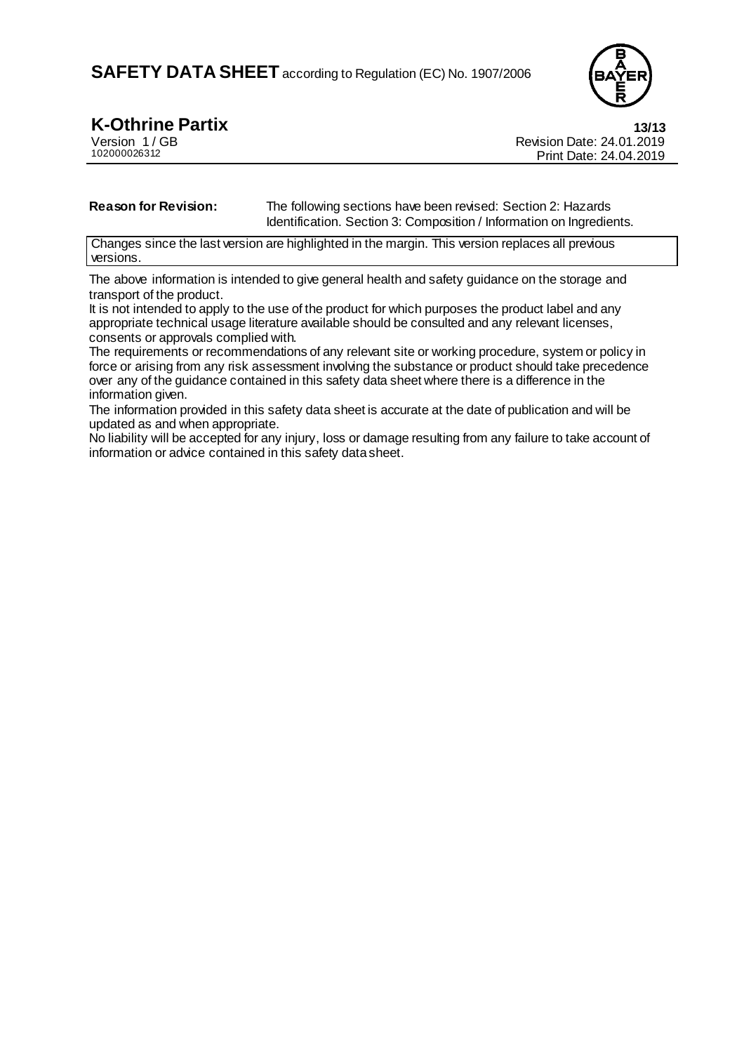**Reason for Revision:** The following sections have been revised: Section 2: Hazards Identification. Section 3: Composition / Information on Ingredients.

Changes since the last version are highlighted in the margin. This version replaces all previous versions.

The above information is intended to give general health and safety guidance on the storage and transport of the product.

It is not intended to apply to the use of the product for which purposes the product label and any appropriate technical usage literature available should be consulted and any relevant licenses, consents or approvals complied with.

The requirements or recommendations of any relevant site or working procedure, system or policy in force or arising from any risk assessment involving the substance or product should take precedence over any of the guidance contained in this safety data sheet where there is a difference in the information given.

The information provided in this safety data sheet is accurate at the date of publication and will be updated as and when appropriate.

No liability will be accepted for any injury, loss or damage resulting from any failure to take account of information or advice contained in this safety data sheet.